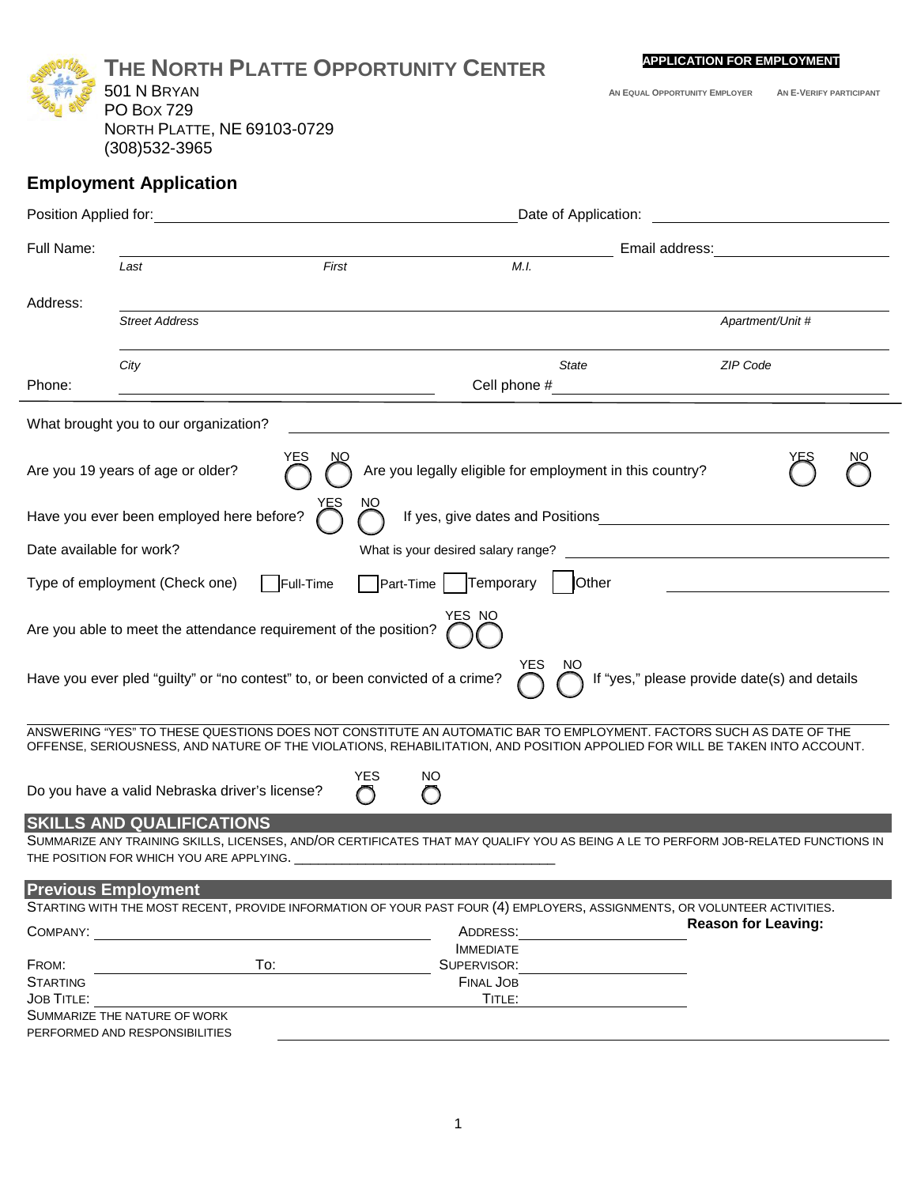# THE NORTH PLATTE OPPORTUNITY CENTER

501 N BRYAN
PO BOX 729
NORTH PLATTE, NE 69103-0729
(308)532-3965

**APPLICATION FOR EMPLOYMENT**

AN EQUAL OPPORTUNITY EMPLOYER AN E-VERIFY PARTICIPANT

## Employment Application

Position Applied for: ________________________ Date of Application: ________________

Full Name: ________________________ Email address: ________________

*Last* *First* *M.I.*

Address: ________________________________________________

*Street Address* *Apartment/Unit #*

________________________________________________

*City* *State* *ZIP Code*

Phone: ________________ Cell phone # ________________

What brought you to our organization? ________________________

Are you 19 years of age or older? YES ◯ NO ◯ Are you legally eligible for employment in this country? YES ◯ NO ◯

Have you ever been employed here before? YES ◯ NO ◯ If yes, give dates and Positions ________________

Date available for work? What is your desired salary range? ________________

Type of employment (Check one) ☐ Full-Time ☐ Part-Time ☐ Temporary ☐ Other ________________

Are you able to meet the attendance requirement of the position? YES ◯ NO ◯

Have you ever pled "guilty" or "no contest" to, or been convicted of a crime? YES ◯ NO ◯ If "yes," please provide date(s) and details

________________________________________________

ANSWERING "YES" TO THESE QUESTIONS DOES NOT CONSTITUTE AN AUTOMATIC BAR TO EMPLOYMENT. FACTORS SUCH AS DATE OF THE OFFENSE, SERIOUSNESS, AND NATURE OF THE VIOLATIONS, REHABILITATION, AND POSITION APPOLIED FOR WILL BE TAKEN INTO ACCOUNT.

Do you have a valid Nebraska driver's license? YES ◯ NO ◯

## SKILLS AND QUALIFICATIONS

SUMMARIZE ANY TRAINING SKILLS, LICENSES, AND/OR CERTIFICATES THAT MAY QUALIFY YOU AS BEING A LE TO PERFORM JOB-RELATED FUNCTIONS IN THE POSITION FOR WHICH YOU ARE APPLYING. ________________________

## Previous Employment

STARTING WITH THE MOST RECENT, PROVIDE INFORMATION OF YOUR PAST FOUR (4) EMPLOYERS, ASSIGNMENTS, OR VOLUNTEER ACTIVITIES.

COMPANY: ________________ ADDRESS: ________________ **Reason for Leaving:**

FROM: ________ To: ________ IMMEDIATE SUPERVISOR: ________________

STARTING JOB TITLE: ________________ FINAL JOB TITLE: ________________

SUMMARIZE THE NATURE OF WORK PERFORMED AND RESPONSIBILITIES ________________________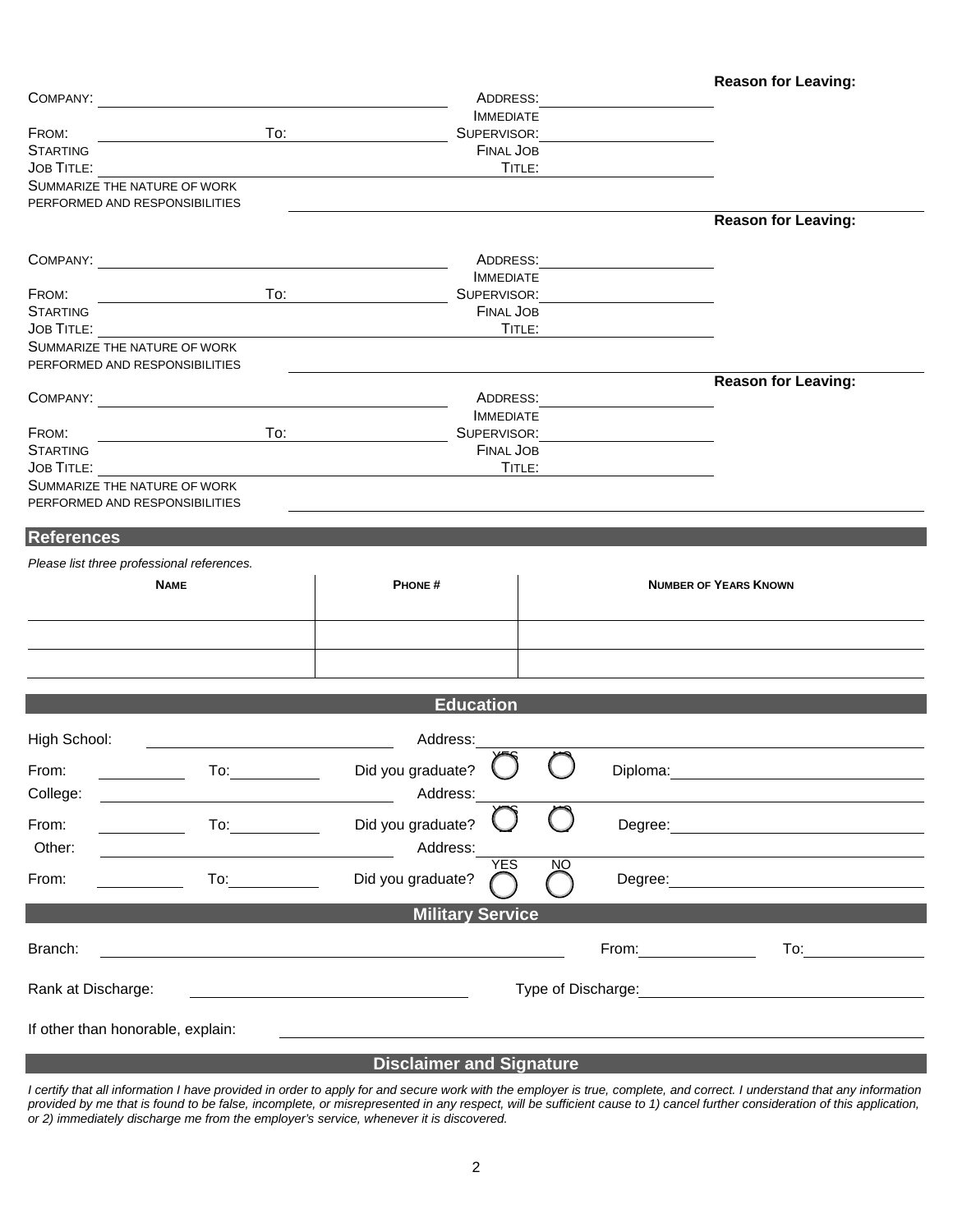**Reason for Leaving:**

COMPANY: ______________________ ADDRESS: ______________________

FROM: __________ TO: __________ IMMEDIATE SUPERVISOR: ______________________

STARTING JOB TITLE: ______________________ FINAL JOB TITLE: ______________________

SUMMARIZE THE NATURE OF WORK PERFORMED AND RESPONSIBILITIES ______________________

**Reason for Leaving:**

COMPANY: ______________________ ADDRESS: ______________________

FROM: __________ TO: __________ IMMEDIATE SUPERVISOR: ______________________

STARTING JOB TITLE: ______________________ FINAL JOB TITLE: ______________________

SUMMARIZE THE NATURE OF WORK PERFORMED AND RESPONSIBILITIES ______________________

**Reason for Leaving:**

COMPANY: ______________________ ADDRESS: ______________________

FROM: __________ TO: __________ IMMEDIATE SUPERVISOR: ______________________

STARTING JOB TITLE: ______________________ FINAL JOB TITLE: ______________________

SUMMARIZE THE NATURE OF WORK PERFORMED AND RESPONSIBILITIES ______________________

## References

*Please list three professional references.*

| NAME | PHONE # | NUMBER OF YEARS KNOWN |
|---|---|---|
| | | |
| | | |
| | | |

## Education

High School: ______________________ Address: ______________________

From: __________ To: __________ Did you graduate? YES ◯ NO ◯ Diploma: ______________________

College: ______________________ Address: ______________________

From: __________ To: __________ Did you graduate? YES ◯ NO ◯ Degree: ______________________

Other: ______________________ Address: ______________________

From: __________ To: __________ Did you graduate? YES ◯ NO ◯ Degree: ______________________

## Military Service

Branch: ______________________ From: __________ To: __________

Rank at Discharge: ______________________ Type of Discharge: ______________________

If other than honorable, explain: ______________________

## Disclaimer and Signature

*I certify that all information I have provided in order to apply for and secure work with the employer is true, complete, and correct. I understand that any information provided by me that is found to be false, incomplete, or misrepresented in any respect, will be sufficient cause to 1) cancel further consideration of this application, or 2) immediately discharge me from the employer's service, whenever it is discovered.*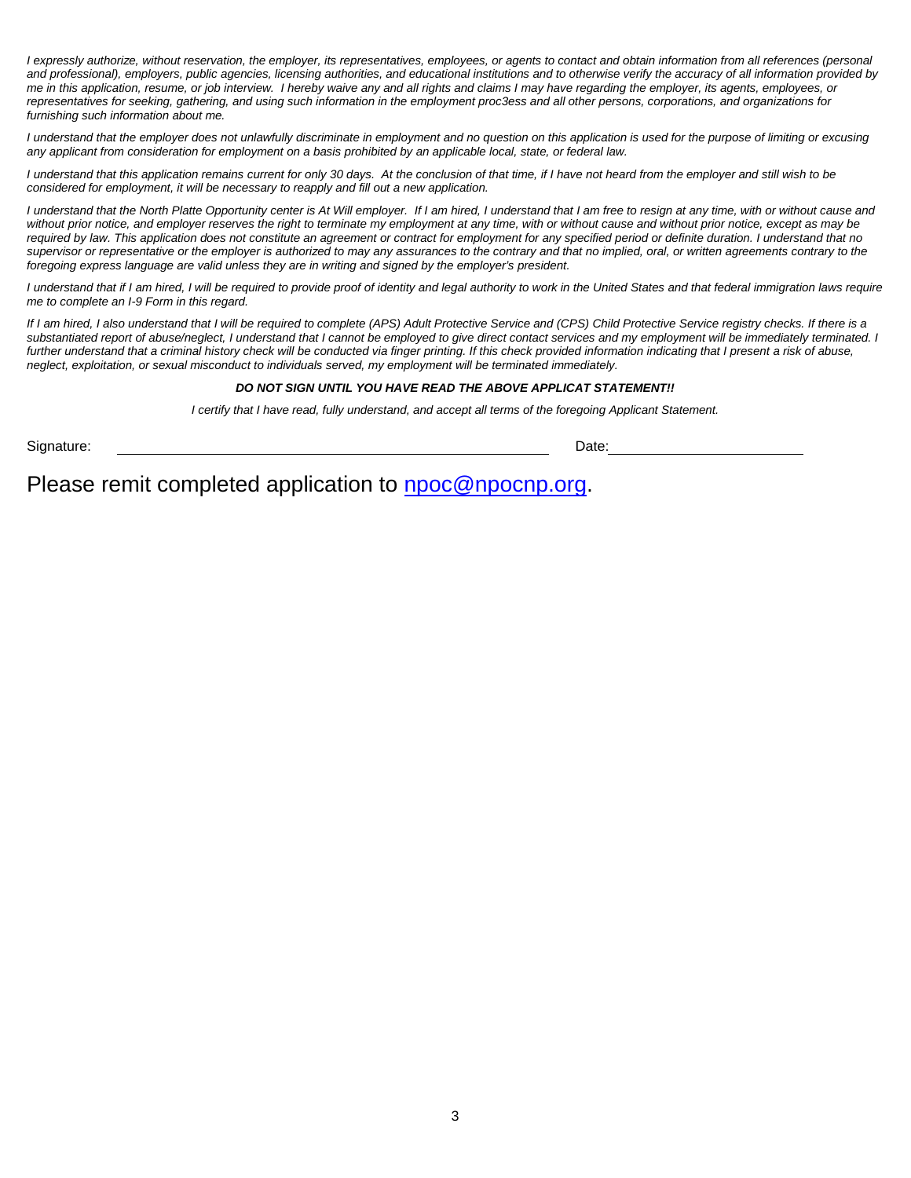*I expressly authorize, without reservation, the employer, its representatives, employees, or agents to contact and obtain information from all references (personal and professional), employers, public agencies, licensing authorities, and educational institutions and to otherwise verify the accuracy of all information provided by me in this application, resume, or job interview. I hereby waive any and all rights and claims I may have regarding the employer, its agents, employees, or representatives for seeking, gathering, and using such information in the employment proc3ess and all other persons, corporations, and organizations for furnishing such information about me.*

*I understand that the employer does not unlawfully discriminate in employment and no question on this application is used for the purpose of limiting or excusing any applicant from consideration for employment on a basis prohibited by an applicable local, state, or federal law.*

*I understand that this application remains current for only 30 days. At the conclusion of that time, if I have not heard from the employer and still wish to be considered for employment, it will be necessary to reapply and fill out a new application.*

*I understand that the North Platte Opportunity center is At Will employer. If I am hired, I understand that I am free to resign at any time, with or without cause and without prior notice, and employer reserves the right to terminate my employment at any time, with or without cause and without prior notice, except as may be required by law. This application does not constitute an agreement or contract for employment for any specified period or definite duration. I understand that no supervisor or representative or the employer is authorized to may any assurances to the contrary and that no implied, oral, or written agreements contrary to the foregoing express language are valid unless they are in writing and signed by the employer's president.*

*I understand that if I am hired, I will be required to provide proof of identity and legal authority to work in the United States and that federal immigration laws require me to complete an I-9 Form in this regard.*

*If I am hired, I also understand that I will be required to complete (APS) Adult Protective Service and (CPS) Child Protective Service registry checks. If there is a substantiated report of abuse/neglect, I understand that I cannot be employed to give direct contact services and my employment will be immediately terminated. I further understand that a criminal history check will be conducted via finger printing. If this check provided information indicating that I present a risk of abuse, neglect, exploitation, or sexual misconduct to individuals served, my employment will be terminated immediately.*

***DO NOT SIGN UNTIL YOU HAVE READ THE ABOVE APPLICAT STATEMENT!!***

*I certify that I have read, fully understand, and accept all terms of the foregoing Applicant Statement.*

Signature: ______________________________________________ Date: ____________________

Please remit completed application to npoc@npocnp.org.